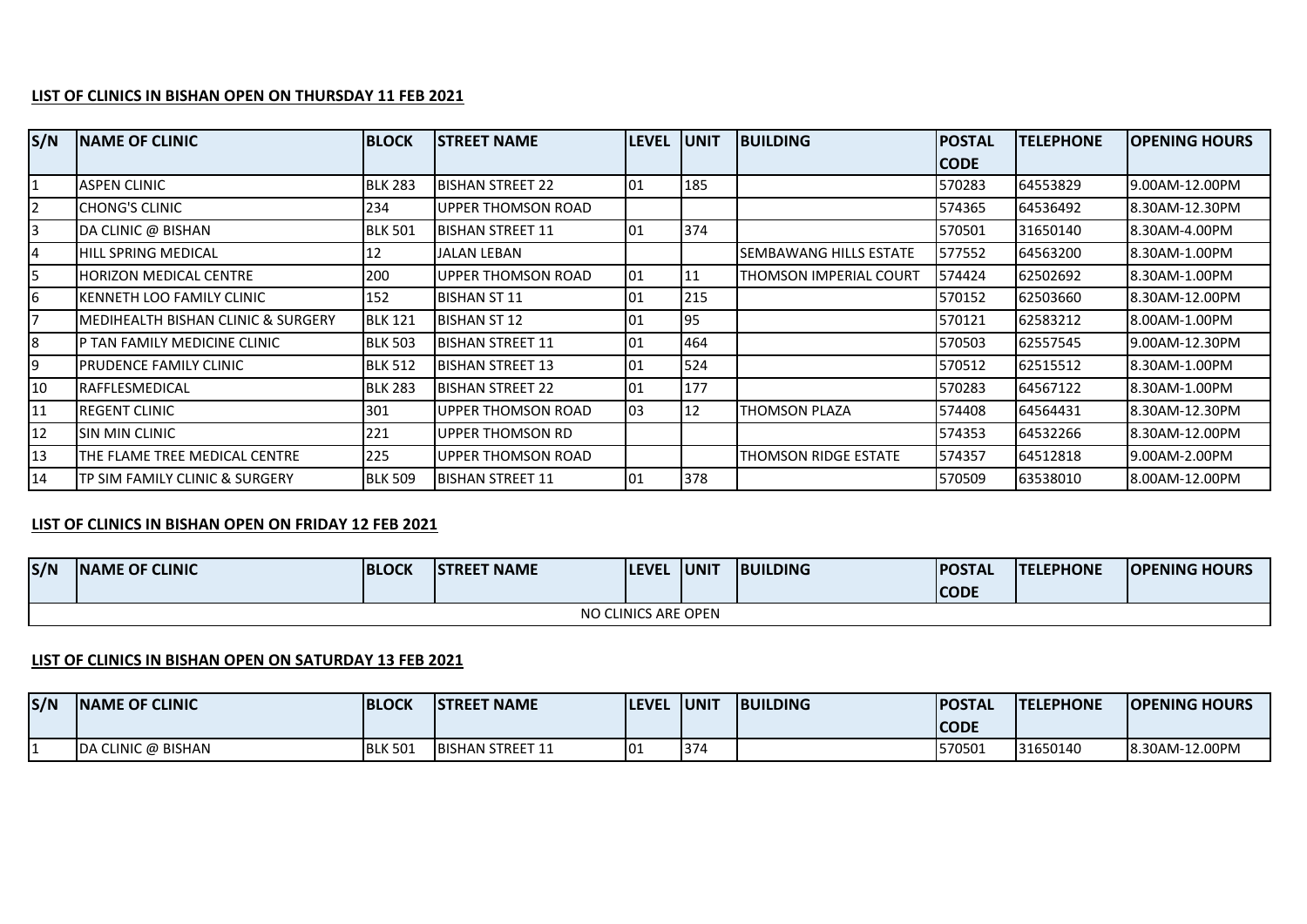**LIST OF CLINICS IN BISHAN OPEN ON THURSDAY 11 FEB 2021**

| S/N | NAME OF CLINIC | BLOCK | STREET NAME | LEVEL | UNIT | BUILDING | POSTAL CODE | TELEPHONE | OPENING HOURS |
|---|---|---|---|---|---|---|---|---|---|
| 1 | ASPEN CLINIC | BLK 283 | BISHAN STREET 22 | 01 | 185 | | 570283 | 64553829 | 9.00AM-12.00PM |
| 2 | CHONG'S CLINIC | 234 | UPPER THOMSON ROAD | | | | 574365 | 64536492 | 8.30AM-12.30PM |
| 3 | DA CLINIC @ BISHAN | BLK 501 | BISHAN STREET 11 | 01 | 374 | | 570501 | 31650140 | 8.30AM-4.00PM |
| 4 | HILL SPRING MEDICAL | 12 | JALAN LEBAN | | | SEMBAWANG HILLS ESTATE | 577552 | 64563200 | 8.30AM-1.00PM |
| 5 | HORIZON MEDICAL CENTRE | 200 | UPPER THOMSON ROAD | 01 | 11 | THOMSON IMPERIAL COURT | 574424 | 62502692 | 8.30AM-1.00PM |
| 6 | KENNETH LOO FAMILY CLINIC | 152 | BISHAN ST 11 | 01 | 215 | | 570152 | 62503660 | 8.30AM-12.00PM |
| 7 | MEDIHEALTH BISHAN CLINIC & SURGERY | BLK 121 | BISHAN ST 12 | 01 | 95 | | 570121 | 62583212 | 8.00AM-1.00PM |
| 8 | P TAN FAMILY MEDICINE CLINIC | BLK 503 | BISHAN STREET 11 | 01 | 464 | | 570503 | 62557545 | 9.00AM-12.30PM |
| 9 | PRUDENCE FAMILY CLINIC | BLK 512 | BISHAN STREET 13 | 01 | 524 | | 570512 | 62515512 | 8.30AM-1.00PM |
| 10 | RAFFLESMEDICAL | BLK 283 | BISHAN STREET 22 | 01 | 177 | | 570283 | 64567122 | 8.30AM-1.00PM |
| 11 | REGENT CLINIC | 301 | UPPER THOMSON ROAD | 03 | 12 | THOMSON PLAZA | 574408 | 64564431 | 8.30AM-12.30PM |
| 12 | SIN MIN CLINIC | 221 | UPPER THOMSON RD | | | | 574353 | 64532266 | 8.30AM-12.00PM |
| 13 | THE FLAME TREE MEDICAL CENTRE | 225 | UPPER THOMSON ROAD | | | THOMSON RIDGE ESTATE | 574357 | 64512818 | 9.00AM-2.00PM |
| 14 | TP SIM FAMILY CLINIC & SURGERY | BLK 509 | BISHAN STREET 11 | 01 | 378 | | 570509 | 63538010 | 8.00AM-12.00PM |

**LIST OF CLINICS IN BISHAN OPEN ON FRIDAY 12 FEB 2021**

| S/N | NAME OF CLINIC | BLOCK | STREET NAME | LEVEL | UNIT | BUILDING | POSTAL CODE | TELEPHONE | OPENING HOURS |
|---|---|---|---|---|---|---|---|---|---|
| NO CLINICS ARE OPEN | | | | | | | | | |

**LIST OF CLINICS IN BISHAN OPEN ON SATURDAY 13 FEB 2021**

| S/N | NAME OF CLINIC | BLOCK | STREET NAME | LEVEL | UNIT | BUILDING | POSTAL CODE | TELEPHONE | OPENING HOURS |
|---|---|---|---|---|---|---|---|---|---|
| 1 | DA CLINIC @ BISHAN | BLK 501 | BISHAN STREET 11 | 01 | 374 | | 570501 | 31650140 | 8.30AM-12.00PM |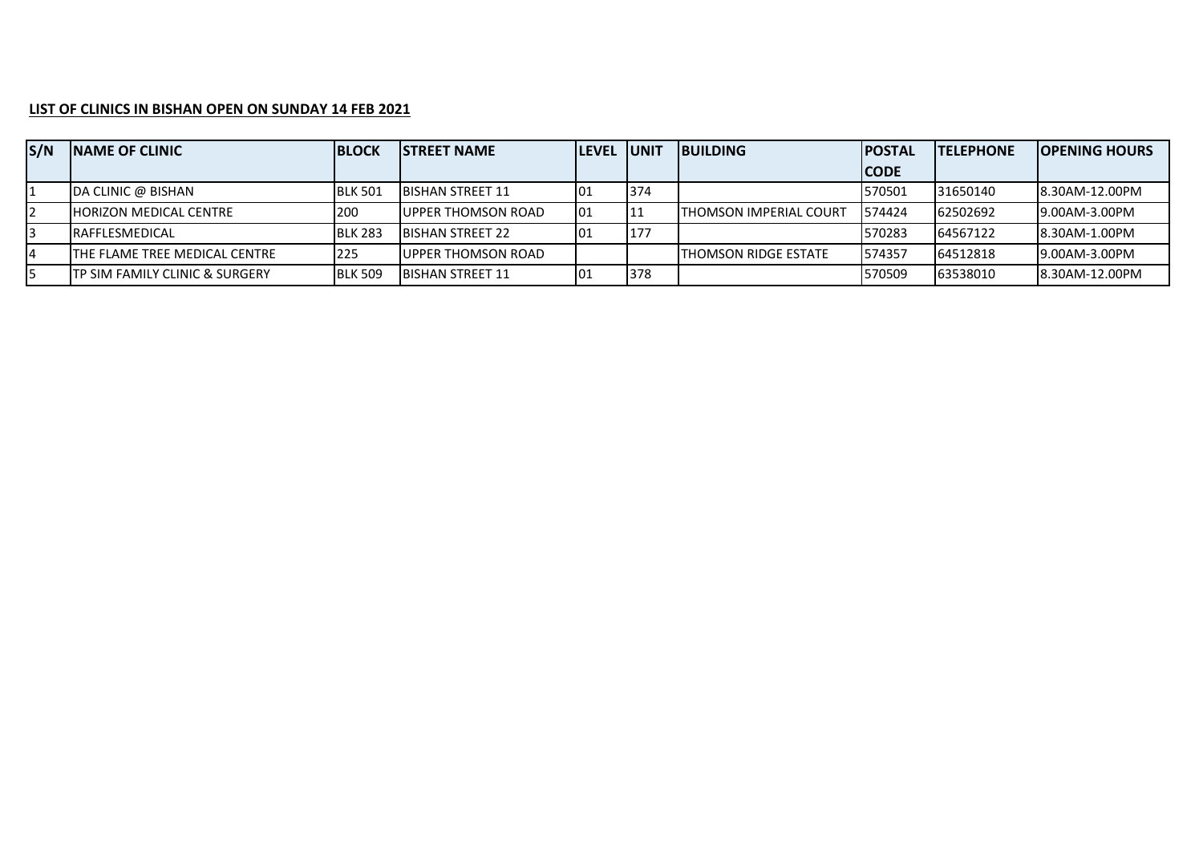**LIST OF CLINICS IN BISHAN OPEN ON SUNDAY 14 FEB 2021**

| S/N | NAME OF CLINIC | BLOCK | STREET NAME | LEVEL | UNIT | BUILDING | POSTAL CODE | TELEPHONE | OPENING HOURS |
|---|---|---|---|---|---|---|---|---|---|
| 1 | DA CLINIC @ BISHAN | BLK 501 | BISHAN STREET 11 | 01 | 374 | | 570501 | 31650140 | 8.30AM-12.00PM |
| 2 | HORIZON MEDICAL CENTRE | 200 | UPPER THOMSON ROAD | 01 | 11 | THOMSON IMPERIAL COURT | 574424 | 62502692 | 9.00AM-3.00PM |
| 3 | RAFFLESMEDICAL | BLK 283 | BISHAN STREET 22 | 01 | 177 | | 570283 | 64567122 | 8.30AM-1.00PM |
| 4 | THE FLAME TREE MEDICAL CENTRE | 225 | UPPER THOMSON ROAD | | | THOMSON RIDGE ESTATE | 574357 | 64512818 | 9.00AM-3.00PM |
| 5 | TP SIM FAMILY CLINIC & SURGERY | BLK 509 | BISHAN STREET 11 | 01 | 378 | | 570509 | 63538010 | 8.30AM-12.00PM |